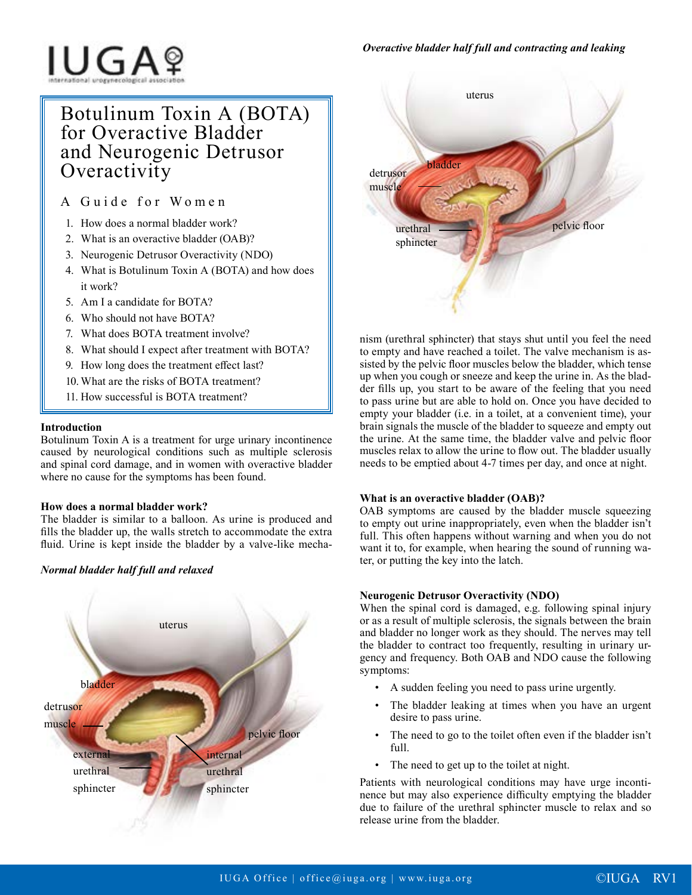IUGA

international urogynecological association

# Botulinum Toxin A (BOTA) for Overactive Bladder and Neurogenic Detrusor Overactivity

## A Guide for Women

1. How does a normal bladder work?
2. What is an overactive bladder (OAB)?
3. Neurogenic Detrusor Overactivity (NDO)
4. What is Botulinum Toxin A (BOTA) and how does it work?
5. Am I a candidate for BOTA?
6. Who should not have BOTA?
7. What does BOTA treatment involve?
8. What should I expect after treatment with BOTA?
9. How long does the treatment effect last?
10. What are the risks of BOTA treatment?
11. How successful is BOTA treatment?

### Introduction

Botulinum Toxin A is a treatment for urge urinary incontinence caused by neurological conditions such as multiple sclerosis and spinal cord damage, and in women with overactive bladder where no cause for the symptoms has been found.

### How does a normal bladder work?

The bladder is similar to a balloon. As urine is produced and fills the bladder up, the walls stretch to accommodate the extra fluid. Urine is kept inside the bladder by a valve-like mechanism (urethral sphincter) that stays shut until you feel the need to empty and have reached a toilet. The valve mechanism is assisted by the pelvic floor muscles below the bladder, which tense up when you cough or sneeze and keep the urine in. As the bladder fills up, you start to be aware of the feeling that you need to pass urine but are able to hold on. Once you have decided to empty your bladder (i.e. in a toilet, at a convenient time), your brain signals the muscle of the bladder to squeeze and empty out the urine. At the same time, the bladder valve and pelvic floor muscles relax to allow the urine to flow out. The bladder usually needs to be emptied about 4-7 times per day, and once at night.

*Normal bladder half full and relaxed*

*Overactive bladder half full and contracting and leaking*

### What is an overactive bladder (OAB)?

OAB symptoms are caused by the bladder muscle squeezing to empty out urine inappropriately, even when the bladder isn't full. This often happens without warning and when you do not want it to, for example, when hearing the sound of running water, or putting the key into the latch.

### Neurogenic Detrusor Overactivity (NDO)

When the spinal cord is damaged, e.g. following spinal injury or as a result of multiple sclerosis, the signals between the brain and bladder no longer work as they should. The nerves may tell the bladder to contract too frequently, resulting in urinary urgency and frequency. Both OAB and NDO cause the following symptoms:

- A sudden feeling you need to pass urine urgently.
- The bladder leaking at times when you have an urgent desire to pass urine.
- The need to go to the toilet often even if the bladder isn't full.
- The need to get up to the toilet at night.

Patients with neurological conditions may have urge incontinence but may also experience difficulty emptying the bladder due to failure of the urethral sphincter muscle to relax and so release urine from the bladder.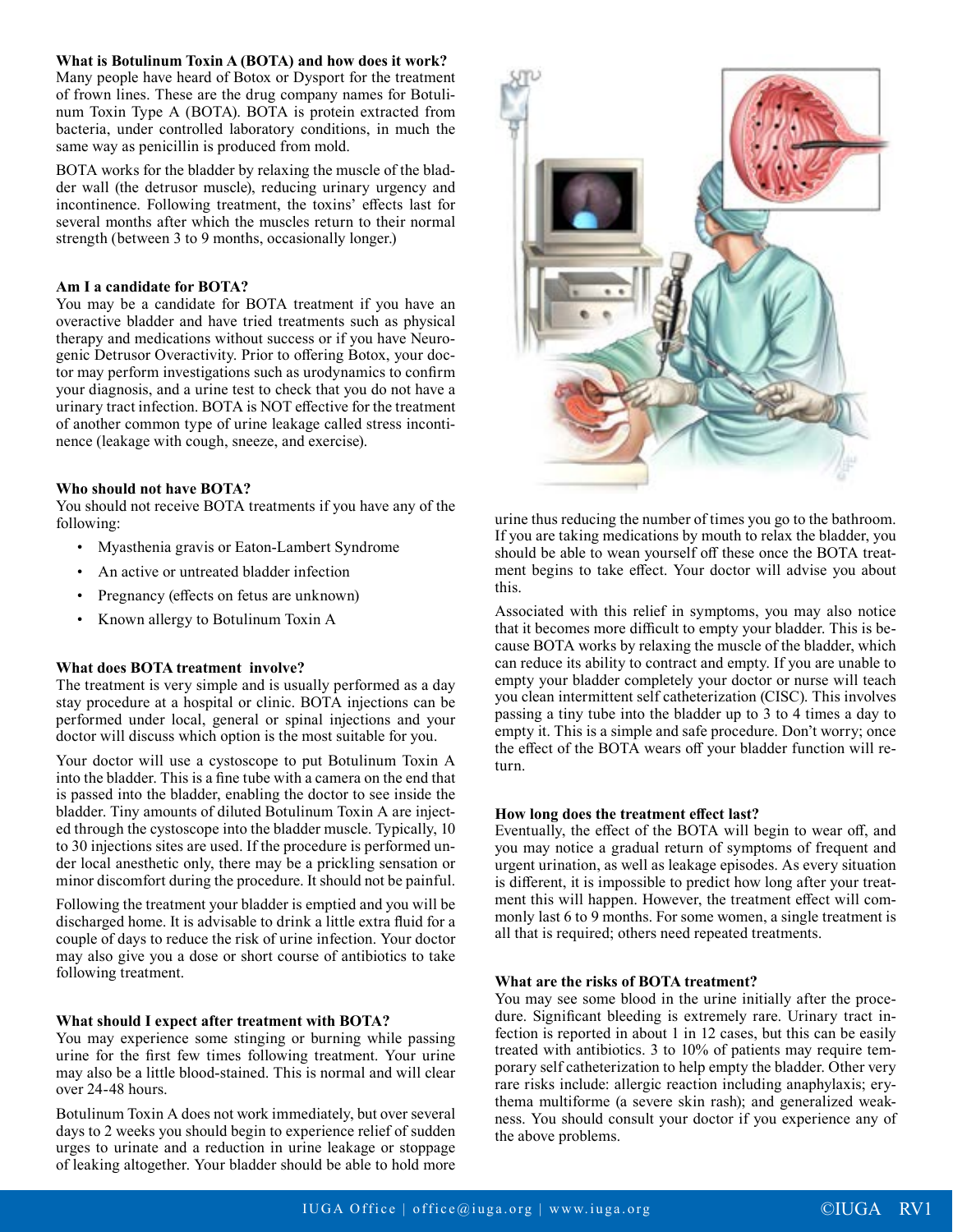**What is Botulinum Toxin A (BOTA) and how does it work?**

Many people have heard of Botox or Dysport for the treatment of frown lines. These are the drug company names for Botulinum Toxin Type A (BOTA). BOTA is protein extracted from bacteria, under controlled laboratory conditions, in much the same way as penicillin is produced from mold.

BOTA works for the bladder by relaxing the muscle of the bladder wall (the detrusor muscle), reducing urinary urgency and incontinence. Following treatment, the toxins' effects last for several months after which the muscles return to their normal strength (between 3 to 9 months, occasionally longer.)

**Am I a candidate for BOTA?**

You may be a candidate for BOTA treatment if you have an overactive bladder and have tried treatments such as physical therapy and medications without success or if you have Neurogenic Detrusor Overactivity. Prior to offering Botox, your doctor may perform investigations such as urodynamics to confirm your diagnosis, and a urine test to check that you do not have a urinary tract infection. BOTA is NOT effective for the treatment of another common type of urine leakage called stress incontinence (leakage with cough, sneeze, and exercise).

**Who should not have BOTA?**

You should not receive BOTA treatments if you have any of the following:

- Myasthenia gravis or Eaton-Lambert Syndrome
- An active or untreated bladder infection
- Pregnancy (effects on fetus are unknown)
- Known allergy to Botulinum Toxin A

**What does BOTA treatment involve?**

The treatment is very simple and is usually performed as a day stay procedure at a hospital or clinic. BOTA injections can be performed under local, general or spinal injections and your doctor will discuss which option is the most suitable for you.

Your doctor will use a cystoscope to put Botulinum Toxin A into the bladder. This is a fine tube with a camera on the end that is passed into the bladder, enabling the doctor to see inside the bladder. Tiny amounts of diluted Botulinum Toxin A are injected through the cystoscope into the bladder muscle. Typically, 10 to 30 injections sites are used. If the procedure is performed under local anesthetic only, there may be a prickling sensation or minor discomfort during the procedure. It should not be painful.

Following the treatment your bladder is emptied and you will be discharged home. It is advisable to drink a little extra fluid for a couple of days to reduce the risk of urine infection. Your doctor may also give you a dose or short course of antibiotics to take following treatment.

**What should I expect after treatment with BOTA?**

You may experience some stinging or burning while passing urine for the first few times following treatment. Your urine may also be a little blood-stained. This is normal and will clear over 24-48 hours.

Botulinum Toxin A does not work immediately, but over several days to 2 weeks you should begin to experience relief of sudden urges to urinate and a reduction in urine leakage or stoppage of leaking altogether. Your bladder should be able to hold more urine thus reducing the number of times you go to the bathroom. If you are taking medications by mouth to relax the bladder, you should be able to wean yourself off these once the BOTA treatment begins to take effect. Your doctor will advise you about this.

Associated with this relief in symptoms, you may also notice that it becomes more difficult to empty your bladder. This is because BOTA works by relaxing the muscle of the bladder, which can reduce its ability to contract and empty. If you are unable to empty your bladder completely your doctor or nurse will teach you clean intermittent self catheterization (CISC). This involves passing a tiny tube into the bladder up to 3 to 4 times a day to empty it. This is a simple and safe procedure. Don't worry; once the effect of the BOTA wears off your bladder function will return.

**How long does the treatment effect last?**

Eventually, the effect of the BOTA will begin to wear off, and you may notice a gradual return of symptoms of frequent and urgent urination, as well as leakage episodes. As every situation is different, it is impossible to predict how long after your treatment this will happen. However, the treatment effect will commonly last 6 to 9 months. For some women, a single treatment is all that is required; others need repeated treatments.

**What are the risks of BOTA treatment?**

You may see some blood in the urine initially after the procedure. Significant bleeding is extremely rare. Urinary tract infection is reported in about 1 in 12 cases, but this can be easily treated with antibiotics. 3 to 10% of patients may require temporary self catheterization to help empty the bladder. Other very rare risks include: allergic reaction including anaphylaxis; erythema multiforme (a severe skin rash); and generalized weakness. You should consult your doctor if you experience any of the above problems.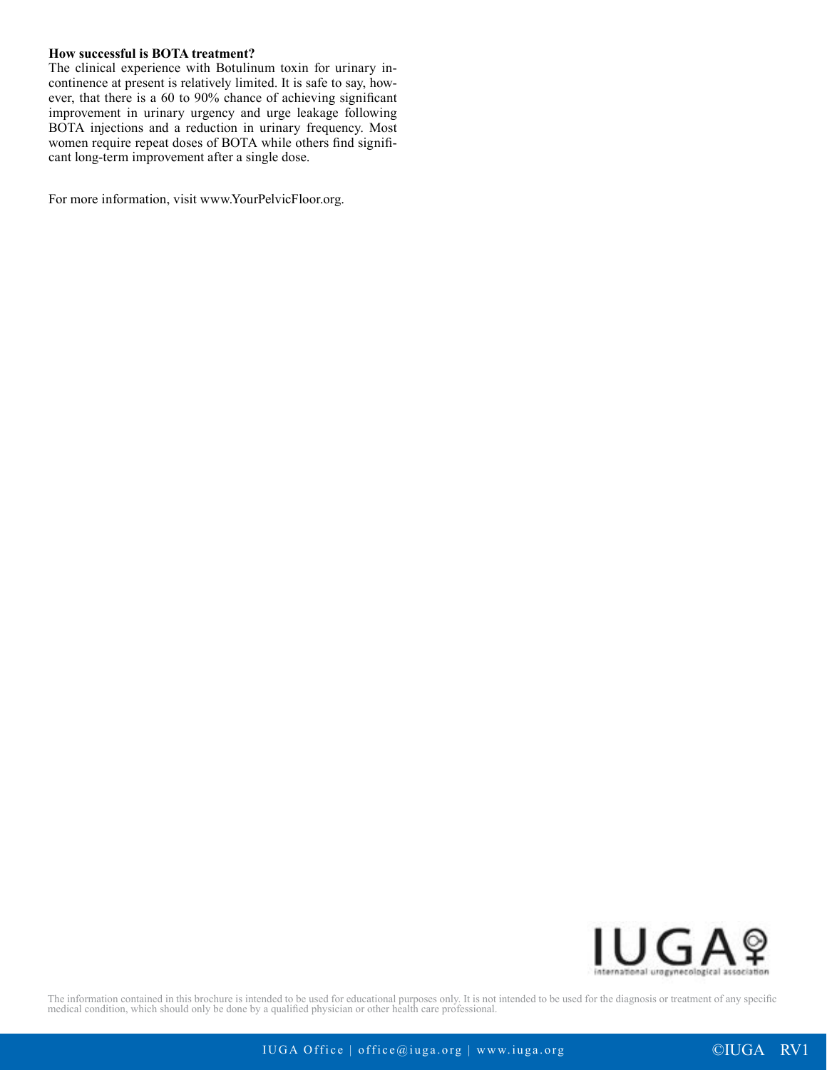**How successful is BOTA treatment?**

The clinical experience with Botulinum toxin for urinary incontinence at present is relatively limited. It is safe to say, however, that there is a 60 to 90% chance of achieving significant improvement in urinary urgency and urge leakage following BOTA injections and a reduction in urinary frequency. Most women require repeat doses of BOTA while others find significant long-term improvement after a single dose.

For more information, visit www.YourPelvicFloor.org.

IUGA
international urogynecological association

The information contained in this brochure is intended to be used for educational purposes only. It is not intended to be used for the diagnosis or treatment of any specific medical condition, which should only be done by a qualified physician or other health care professional.

IUGA Office | office@iuga.org | www.iuga.org

©IUGA RV1